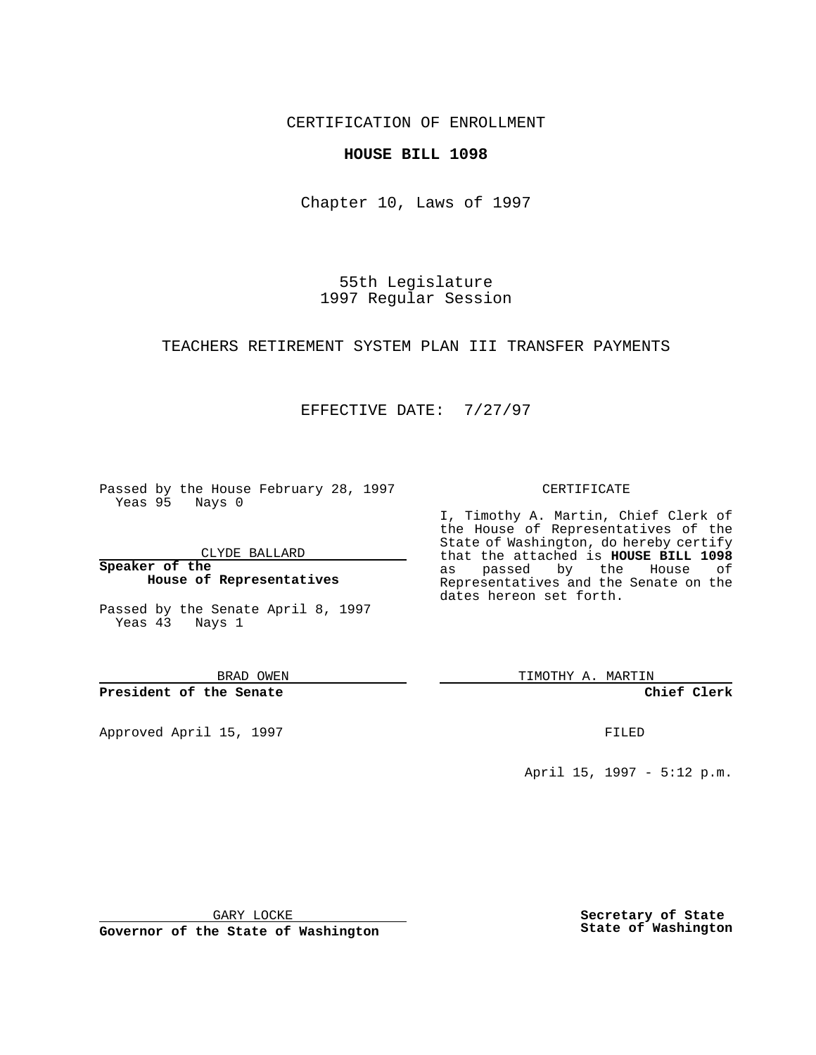CERTIFICATION OF ENROLLMENT

**HOUSE BILL 1098**

Chapter 10, Laws of 1997

55th Legislature
1997 Regular Session

TEACHERS RETIREMENT SYSTEM PLAN III TRANSFER PAYMENTS

EFFECTIVE DATE: 7/27/97

Passed by the House February 28, 1997
Yeas 95 Nays 0

CLYDE BALLARD

**Speaker of the House of Representatives**

Passed by the Senate April 8, 1997
Yeas 43 Nays 1

BRAD OWEN

**President of the Senate**

Approved April 15, 1997

GARY LOCKE

**Governor of the State of Washington**

CERTIFICATE

I, Timothy A. Martin, Chief Clerk of the House of Representatives of the State of Washington, do hereby certify that the attached is **HOUSE BILL 1098** as passed by the House of Representatives and the Senate on the dates hereon set forth.

TIMOTHY A. MARTIN

**Chief Clerk**

FILED

April 15, 1997 - 5:12 p.m.

**Secretary of State State of Washington**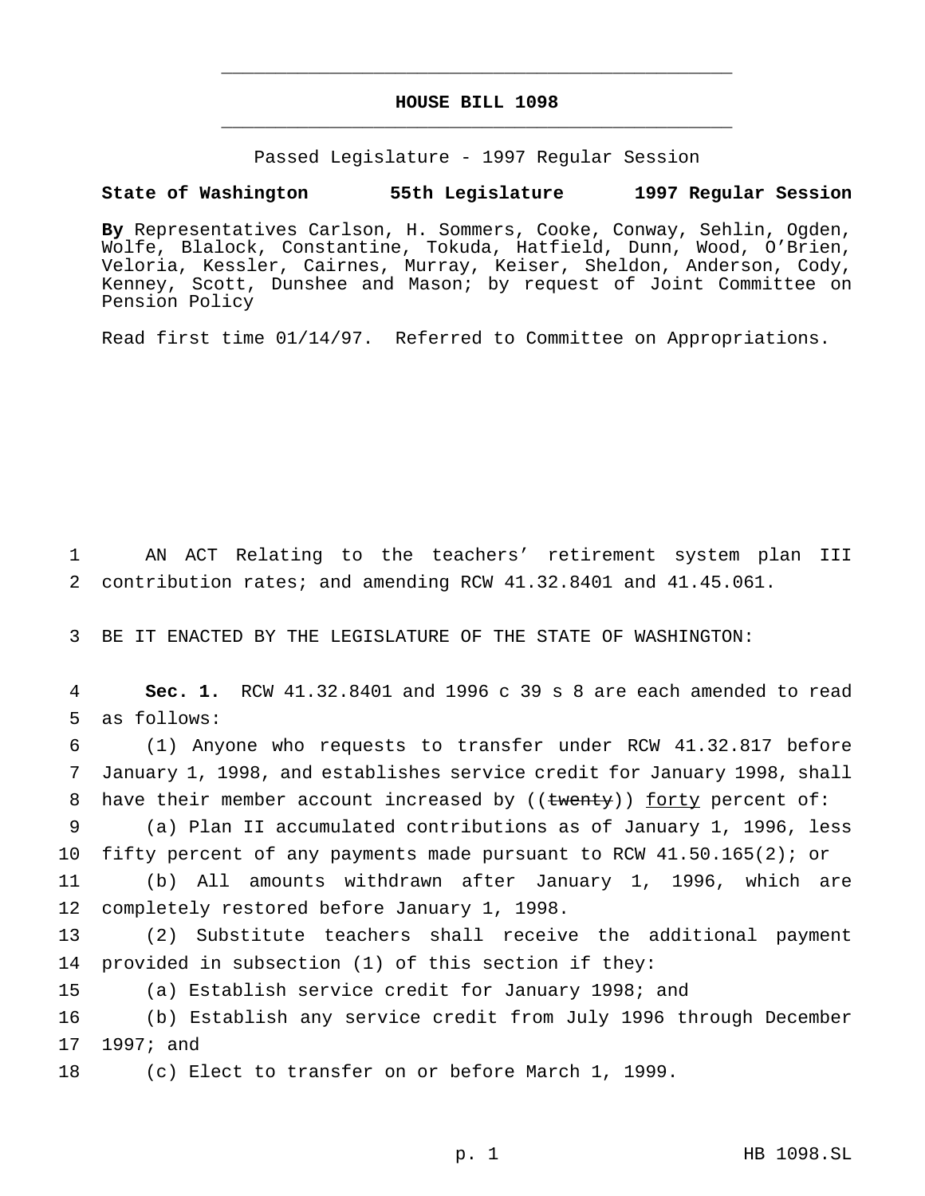# HOUSE BILL 1098

Passed Legislature - 1997 Regular Session

**State of Washington 55th Legislature 1997 Regular Session**

**By** Representatives Carlson, H. Sommers, Cooke, Conway, Sehlin, Ogden, Wolfe, Blalock, Constantine, Tokuda, Hatfield, Dunn, Wood, O'Brien, Veloria, Kessler, Cairnes, Murray, Keiser, Sheldon, Anderson, Cody, Kenney, Scott, Dunshee and Mason; by request of Joint Committee on Pension Policy

Read first time 01/14/97. Referred to Committee on Appropriations.

1 AN ACT Relating to the teachers' retirement system plan III
2 contribution rates; and amending RCW 41.32.8401 and 41.45.061.

3 BE IT ENACTED BY THE LEGISLATURE OF THE STATE OF WASHINGTON:

4 **Sec. 1.** RCW 41.32.8401 and 1996 c 39 s 8 are each amended to read
5 as follows:

6 (1) Anyone who requests to transfer under RCW 41.32.817 before
7 January 1, 1998, and establishes service credit for January 1998, shall
8 have their member account increased by ((~~twenty~~)) <u>forty</u> percent of:

9 (a) Plan II accumulated contributions as of January 1, 1996, less
10 fifty percent of any payments made pursuant to RCW 41.50.165(2); or

11 (b) All amounts withdrawn after January 1, 1996, which are
12 completely restored before January 1, 1998.

13 (2) Substitute teachers shall receive the additional payment
14 provided in subsection (1) of this section if they:

15 (a) Establish service credit for January 1998; and

16 (b) Establish any service credit from July 1996 through December
17 1997; and

18 (c) Elect to transfer on or before March 1, 1999.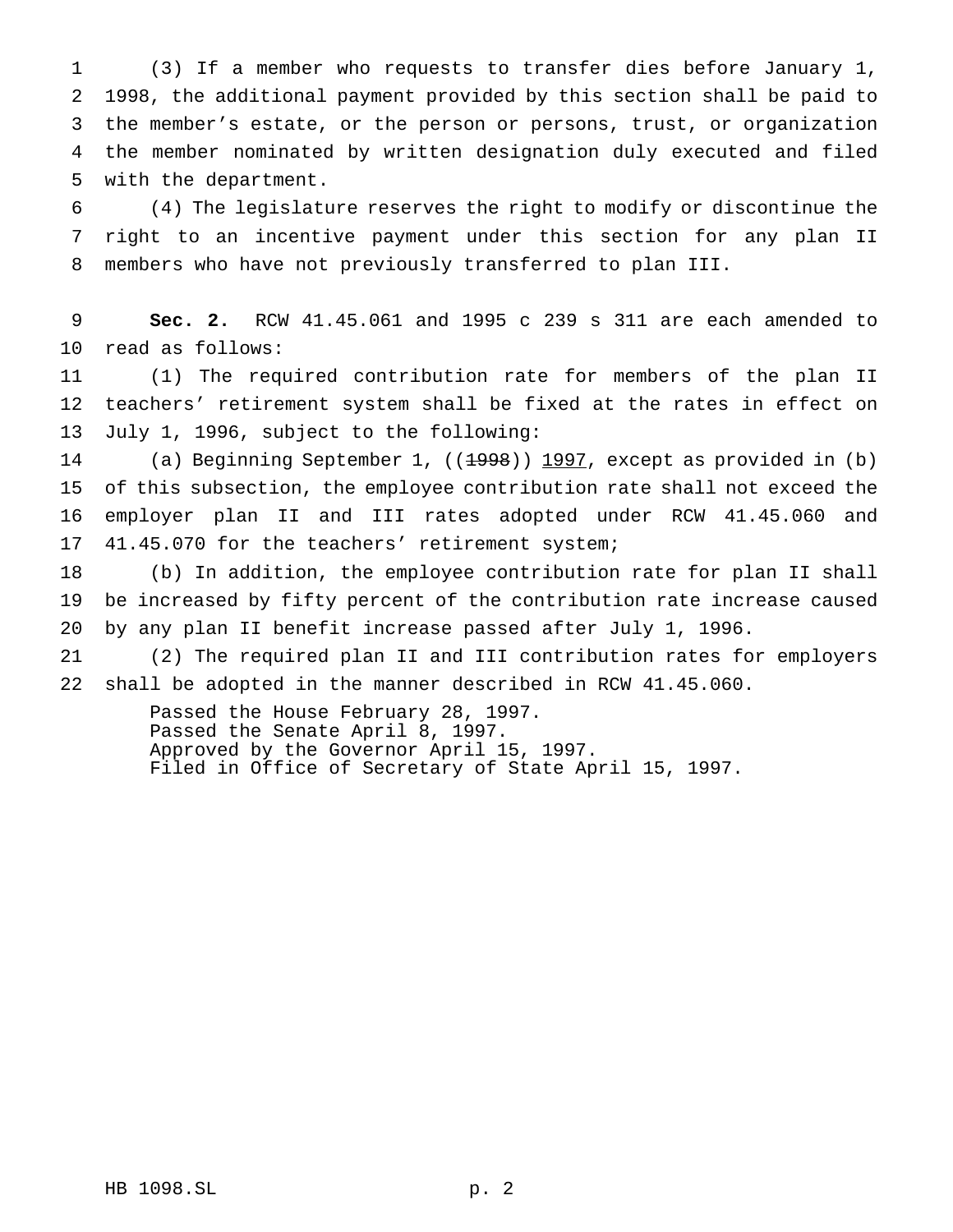(3) If a member who requests to transfer dies before January 1, 1998, the additional payment provided by this section shall be paid to the member's estate, or the person or persons, trust, or organization the member nominated by written designation duly executed and filed with the department.

(4) The legislature reserves the right to modify or discontinue the right to an incentive payment under this section for any plan II members who have not previously transferred to plan III.

**Sec. 2.** RCW 41.45.061 and 1995 c 239 s 311 are each amended to read as follows:

(1) The required contribution rate for members of the plan II teachers' retirement system shall be fixed at the rates in effect on July 1, 1996, subject to the following:

(a) Beginning September 1, ((~~1998~~)) 1997, except as provided in (b) of this subsection, the employee contribution rate shall not exceed the employer plan II and III rates adopted under RCW 41.45.060 and 41.45.070 for the teachers' retirement system;

(b) In addition, the employee contribution rate for plan II shall be increased by fifty percent of the contribution rate increase caused by any plan II benefit increase passed after July 1, 1996.

(2) The required plan II and III contribution rates for employers shall be adopted in the manner described in RCW 41.45.060.

Passed the House February 28, 1997.
Passed the Senate April 8, 1997.
Approved by the Governor April 15, 1997.
Filed in Office of Secretary of State April 15, 1997.